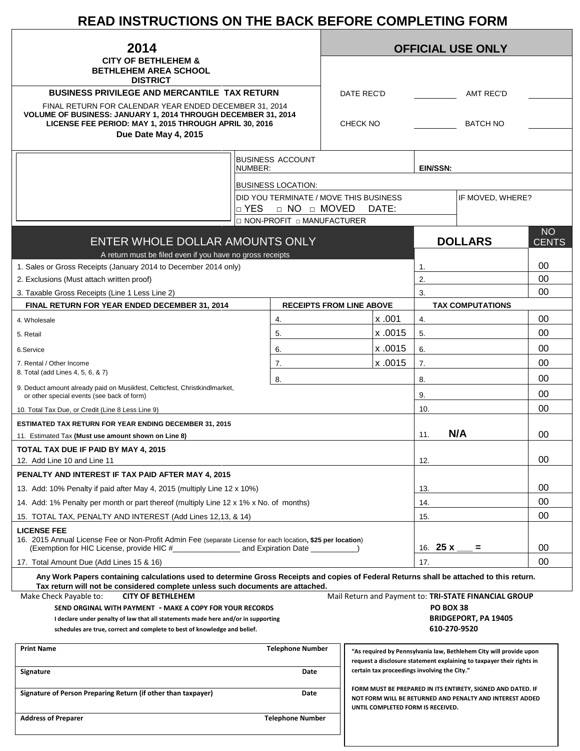# READ INSTRUCTIONS ON THE BACK BEFORE COMPLETING FORM

| **2014** **CITY OF BETHLEHEM & BETHLEHEM AREA SCHOOL DISTRICT** | **OFFICIAL USE ONLY** | | | |
|---|---|---|---|---|
| **BUSINESS PRIVILEGE AND MERCANTILE TAX RETURN** FINAL RETURN FOR CALENDAR YEAR ENDED DECEMBER 31, 2014 **VOLUME OF BUSINESS: JANUARY 1, 2014 THROUGH DECEMBER 31, 2014** **LICENSE FEE PERIOD: MAY 1, 2015 THROUGH APRIL 30, 2016** **Due Date May 4, 2015** | DATE REC'D | | AMT REC'D | |
| | CHECK NO | | BATCH NO | |

| | | |
|---|---|---|
| | BUSINESS ACCOUNT NUMBER: | **EIN/SSN:** |
| | BUSINESS LOCATION: | |
| | DID YOU TERMINATE / MOVE THIS BUSINESS □ YES □ NO □ MOVED DATE: | IF MOVED, WHERE? |
| | □ NON-PROFIT □ MANUFACTURER | |

| ENTER WHOLE DOLLAR AMOUNTS ONLY<br>A return must be filed even if you have no gross receipts | | | **DOLLARS** | NO CENTS |
|---|---|---|---|---|
| 1. Sales or Gross Receipts (January 2014 to December 2014 only) | | | 1. | 00 |
| 2. Exclusions (Must attach written proof) | | | 2. | 00 |
| 3. Taxable Gross Receipts (Line 1 Less Line 2) | | | 3. | 00 |
| **FINAL RETURN FOR YEAR ENDED DECEMBER 31, 2014** | **RECEIPTS FROM LINE ABOVE** | | **TAX COMPUTATIONS** | |
| 4. Wholesale | 4. | x .001 | 4. | 00 |
| 5. Retail | 5. | x .0015 | 5. | 00 |
| 6.Service | 6. | x .0015 | 6. | 00 |
| 7. Rental / Other Income | 7. | x .0015 | 7. | 00 |
| 8. Total (add Lines 4, 5, 6, & 7) | 8. | | 8. | 00 |
| 9. Deduct amount already paid on Musikfest, Celticfest, Christkindlmarket, or other special events (see back of form) | | | 9. | 00 |
| 10. Total Tax Due, or Credit (Line 8 Less Line 9) | | | 10. | 00 |
| **ESTIMATED TAX RETURN FOR YEAR ENDING DECEMBER 31, 2015**<br>11. Estimated Tax **(Must use amount shown on Line 8)** | | | 11. **N/A** | 00 |
| **TOTAL TAX DUE IF PAID BY MAY 4, 2015**<br>12. Add Line 10 and Line 11 | | | 12. | 00 |
| **PENALTY AND INTEREST IF TAX PAID AFTER MAY 4, 2015** | | | | |
| 13. Add: 10% Penalty if paid after May 4, 2015 (multiply Line 12 x 10%) | | | 13. | 00 |
| 14. Add: 1% Penalty per month or part thereof (multiply Line 12 x 1% x No. of months) | | | 14. | 00 |
| 15. TOTAL TAX, PENALTY AND INTEREST (Add Lines 12,13, & 14) | | | 15. | 00 |
| **LICENSE FEE**<br>16. 2015 Annual License Fee or Non-Profit Admin Fee (separate License for each location, **$25 per location**)<br>(Exemption for HIC License, provide HIC #_______________ and Expiration Date __________) | | | 16. **25 x ___ =** | 00 |
| 17. Total Amount Due (Add Lines 15 & 16) | | | 17. | 00 |

**Any Work Papers containing calculations used to determine Gross Receipts and copies of Federal Returns shall be attached to this return. Tax return will not be considered complete unless such documents are attached.**

Make Check Payable to: **CITY OF BETHLEHEM**

Mail Return and Payment to: **TRI-STATE FINANCIAL GROUP**
**PO BOX 38**
**BRIDGEPORT, PA 19405**
**610-270-9520**

**SEND ORGINAL WITH PAYMENT - MAKE A COPY FOR YOUR RECORDS**

**I declare under penalty of law that all statements made here and/or in supporting schedules are true, correct and complete to best of knowledge and belief.**

| **Print Name** | **Telephone Number** |
|---|---|
| **Signature** | **Date** |
| **Signature of Person Preparing Return (if other than taxpayer)** | **Date** |
| **Address of Preparer** | **Telephone Number** |

**"As required by Pennsylvania law, Bethlehem City will provide upon request a disclosure statement explaining to taxpayer their rights in certain tax proceedings involving the City."**

**FORM MUST BE PREPARED IN ITS ENTIRETY, SIGNED AND DATED. IF NOT FORM WILL BE RETURNED AND PENALTY AND INTEREST ADDED UNTIL COMPLETED FORM IS RECEIVED.**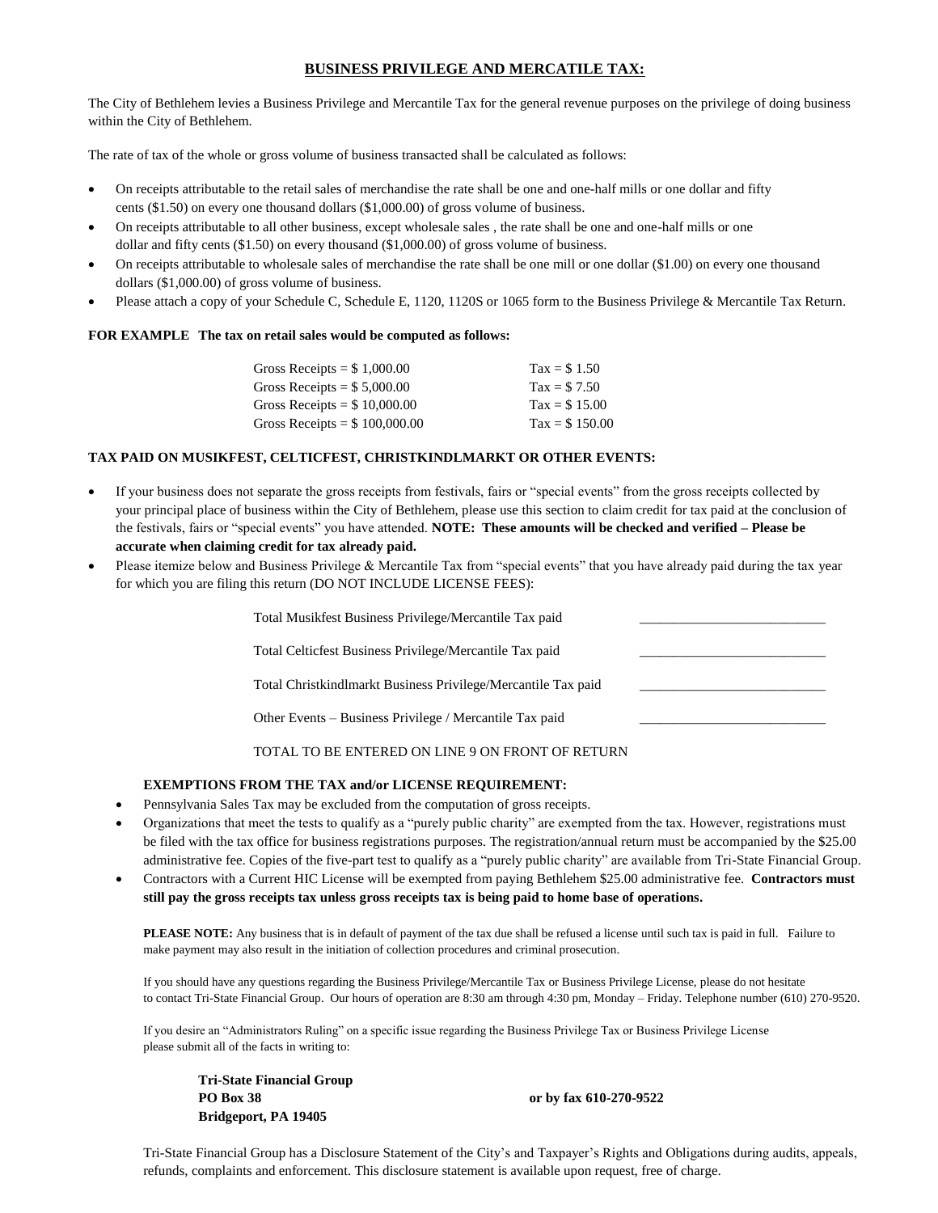## BUSINESS PRIVILEGE AND MERCATILE TAX:

The City of Bethlehem levies a Business Privilege and Mercantile Tax for the general revenue purposes on the privilege of doing business within the City of Bethlehem.

The rate of tax of the whole or gross volume of business transacted shall be calculated as follows:

- On receipts attributable to the retail sales of merchandise the rate shall be one and one-half mills or one dollar and fifty cents ($1.50) on every one thousand dollars ($1,000.00) of gross volume of business.
- On receipts attributable to all other business, except wholesale sales , the rate shall be one and one-half mills or one dollar and fifty cents ($1.50) on every thousand ($1,000.00) of gross volume of business.
- On receipts attributable to wholesale sales of merchandise the rate shall be one mill or one dollar ($1.00) on every one thousand dollars ($1,000.00) of gross volume of business.
- Please attach a copy of your Schedule C, Schedule E, 1120, 1120S or 1065 form to the Business Privilege & Mercantile Tax Return.

**FOR EXAMPLE The tax on retail sales would be computed as follows:**

| | |
|---|---|
| Gross Receipts = $ 1,000.00 | Tax = $ 1.50 |
| Gross Receipts = $ 5,000.00 | Tax = $ 7.50 |
| Gross Receipts = $ 10,000.00 | Tax = $ 15.00 |
| Gross Receipts = $ 100,000.00 | Tax = $ 150.00 |

**TAX PAID ON MUSIKFEST, CELTICFEST, CHRISTKINDLMARKT OR OTHER EVENTS:**

- If your business does not separate the gross receipts from festivals, fairs or "special events" from the gross receipts collected by your principal place of business within the City of Bethlehem, please use this section to claim credit for tax paid at the conclusion of the festivals, fairs or "special events" you have attended. **NOTE: These amounts will be checked and verified – Please be accurate when claiming credit for tax already paid.**
- Please itemize below and Business Privilege & Mercantile Tax from "special events" that you have already paid during the tax year for which you are filing this return (DO NOT INCLUDE LICENSE FEES):

Total Musikfest Business Privilege/Mercantile Tax paid ___________________________

Total Celticfest Business Privilege/Mercantile Tax paid ___________________________

Total Christkindlmarkt Business Privilege/Mercantile Tax paid ___________________________

Other Events – Business Privilege / Mercantile Tax paid ___________________________

TOTAL TO BE ENTERED ON LINE 9 ON FRONT OF RETURN

**EXEMPTIONS FROM THE TAX and/or LICENSE REQUIREMENT:**

- Pennsylvania Sales Tax may be excluded from the computation of gross receipts.
- Organizations that meet the tests to qualify as a "purely public charity" are exempted from the tax. However, registrations must be filed with the tax office for business registrations purposes. The registration/annual return must be accompanied by the $25.00 administrative fee. Copies of the five-part test to qualify as a "purely public charity" are available from Tri-State Financial Group.
- Contractors with a Current HIC License will be exempted from paying Bethlehem $25.00 administrative fee. **Contractors must still pay the gross receipts tax unless gross receipts tax is being paid to home base of operations.**

**PLEASE NOTE:** Any business that is in default of payment of the tax due shall be refused a license until such tax is paid in full. Failure to make payment may also result in the initiation of collection procedures and criminal prosecution.

If you should have any questions regarding the Business Privilege/Mercantile Tax or Business Privilege License, please do not hesitate to contact Tri-State Financial Group. Our hours of operation are 8:30 am through 4:30 pm, Monday – Friday. Telephone number (610) 270-9520.

If you desire an "Administrators Ruling" on a specific issue regarding the Business Privilege Tax or Business Privilege License please submit all of the facts in writing to:

**Tri-State Financial Group**
**PO Box 38**
**Bridgeport, PA 19405**

**or by fax 610-270-9522**

Tri-State Financial Group has a Disclosure Statement of the City's and Taxpayer's Rights and Obligations during audits, appeals, refunds, complaints and enforcement. This disclosure statement is available upon request, free of charge.